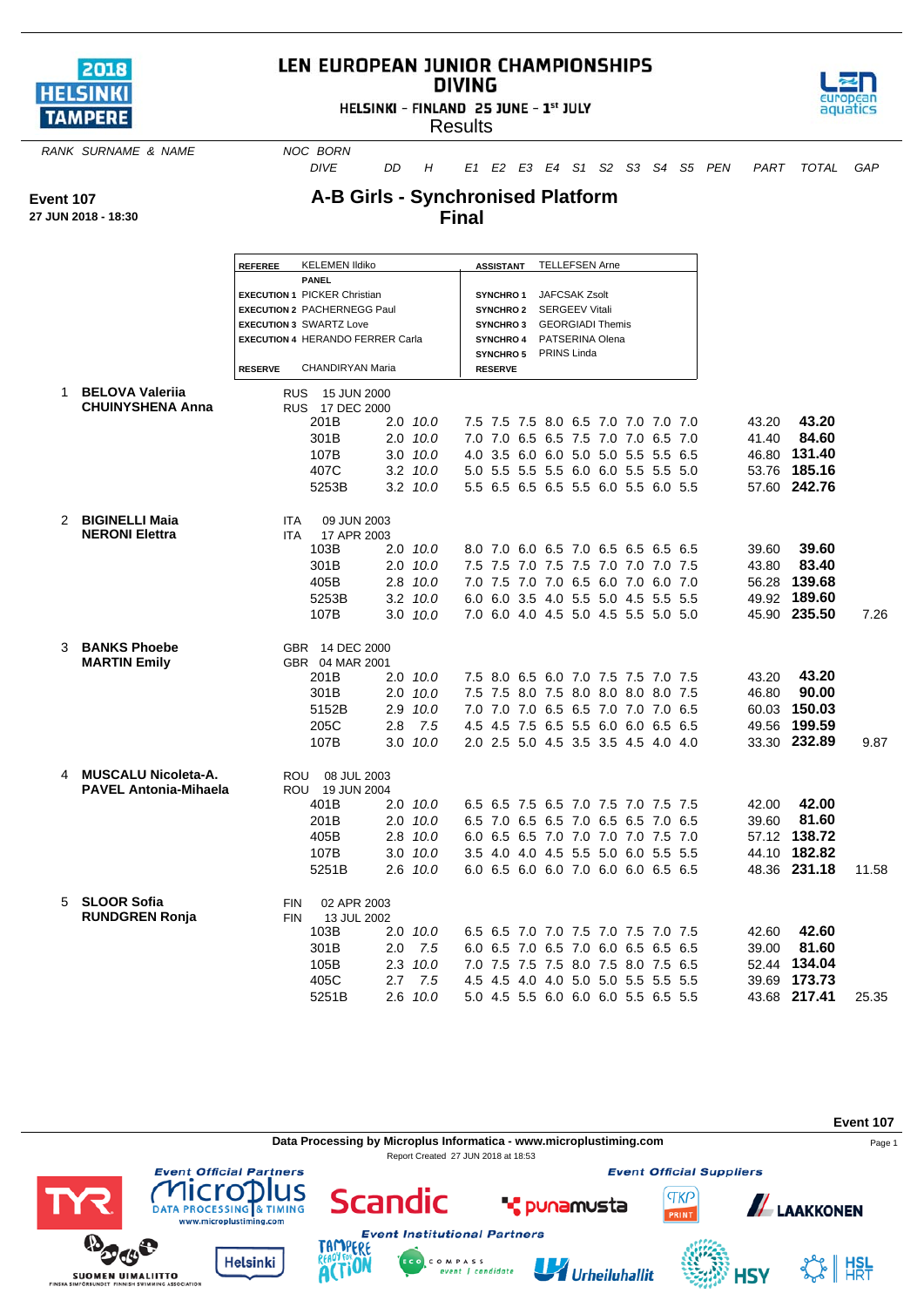# LEN EUROPEAN JUNIOR CHAMPIONSHIPS
## DIVING

HELSINKI - FINLAND 25 JUNE - 1st JULY

Results

**Event 107**
**27 JUN 2018 - 18:30**

## A-B Girls - Synchronised Platform
## Final

| | | | |
|---|---|---|---|
| **REFEREE** | KELEMEN Ildiko | **ASSISTANT** | TELLEFSEN Arne |
| | **PANEL** | | |
| **EXECUTION 1** | PICKER Christian | **SYNCHRO 1** | JAFCSAK Zsolt |
| **EXECUTION 2** | PACHERNEGG Paul | **SYNCHRO 2** | SERGEEV Vitali |
| **EXECUTION 3** | SWARTZ Love | **SYNCHRO 3** | GEORGIADI Themis |
| **EXECUTION 4** | HERANDO FERRER Carla | **SYNCHRO 4** | PATSERINA Olena |
| | | **SYNCHRO 5** | PRINS Linda |
| **RESERVE** | CHANDIRYAN Maria | **RESERVE** | |

| RANK | SURNAME & NAME | NOC | BORN | DIVE | DD | H | E1 | E2 | E3 | E4 | S1 | S2 | S3 | S4 | S5 | PEN | PART | TOTAL | GAP |
|---|---|---|---|---|---|---|---|---|---|---|---|---|---|---|---|---|---|---|---|
| 1 | **BELOVA Valeriia** | RUS | 15 JUN 2000 | | | | | | | | | | | | | | | | |
| | **CHUINYSHENA Anna** | RUS | 17 DEC 2000 | | | | | | | | | | | | | | | | |
| | | | | 201B | 2.0 | *10.0* | 7.5 | 7.5 | 7.5 | 8.0 | 6.5 | 7.0 | 7.0 | 7.0 | 7.0 | | 43.20 | **43.20** | |
| | | | | 301B | 2.0 | *10.0* | 7.0 | 7.0 | 6.5 | 6.5 | 7.5 | 7.0 | 7.0 | 6.5 | 7.0 | | 41.40 | **84.60** | |
| | | | | 107B | 3.0 | *10.0* | 4.0 | 3.5 | 6.0 | 6.0 | 5.0 | 5.0 | 5.5 | 5.5 | 6.5 | | 46.80 | **131.40** | |
| | | | | 407C | 3.2 | *10.0* | 5.0 | 5.5 | 5.5 | 5.5 | 6.0 | 6.0 | 5.5 | 5.5 | 5.0 | | 53.76 | **185.16** | |
| | | | | 5253B | 3.2 | *10.0* | 5.5 | 6.5 | 6.5 | 6.5 | 5.5 | 6.0 | 5.5 | 6.0 | 5.5 | | 57.60 | **242.76** | |
| 2 | **BIGINELLI Maia** | ITA | 09 JUN 2003 | | | | | | | | | | | | | | | | |
| | **NERONI Elettra** | ITA | 17 APR 2003 | | | | | | | | | | | | | | | | |
| | | | | 103B | 2.0 | *10.0* | 8.0 | 7.0 | 6.0 | 6.5 | 7.0 | 6.5 | 6.5 | 6.5 | 6.5 | | 39.60 | **39.60** | |
| | | | | 301B | 2.0 | *10.0* | 7.5 | 7.5 | 7.0 | 7.5 | 7.5 | 7.0 | 7.0 | 7.0 | 7.5 | | 43.80 | **83.40** | |
| | | | | 405B | 2.8 | *10.0* | 7.0 | 7.5 | 7.0 | 7.0 | 6.5 | 6.0 | 7.0 | 6.0 | 7.0 | | 56.28 | **139.68** | |
| | | | | 5253B | 3.2 | *10.0* | 6.0 | 6.0 | 3.5 | 4.0 | 5.5 | 5.0 | 4.5 | 5.5 | 5.5 | | 49.92 | **189.60** | |
| | | | | 107B | 3.0 | *10.0* | 7.0 | 6.0 | 4.0 | 4.5 | 5.0 | 4.5 | 5.5 | 5.0 | 5.0 | | 45.90 | **235.50** | 7.26 |
| 3 | **BANKS Phoebe** | GBR | 14 DEC 2000 | | | | | | | | | | | | | | | | |
| | **MARTIN Emily** | GBR | 04 MAR 2001 | | | | | | | | | | | | | | | | |
| | | | | 201B | 2.0 | *10.0* | 7.5 | 8.0 | 6.5 | 6.0 | 7.0 | 7.5 | 7.5 | 7.0 | 7.5 | | 43.20 | **43.20** | |
| | | | | 301B | 2.0 | *10.0* | 7.5 | 7.5 | 8.0 | 7.5 | 8.0 | 8.0 | 8.0 | 8.0 | 7.5 | | 46.80 | **90.00** | |
| | | | | 5152B | 2.9 | *10.0* | 7.0 | 7.0 | 7.0 | 6.5 | 6.5 | 7.0 | 7.0 | 7.0 | 6.5 | | 60.03 | **150.03** | |
| | | | | 205C | 2.8 | *7.5* | 4.5 | 4.5 | 7.5 | 6.5 | 5.5 | 6.0 | 6.0 | 6.5 | 6.5 | | 49.56 | **199.59** | |
| | | | | 107B | 3.0 | *10.0* | 2.0 | 2.5 | 5.0 | 4.5 | 3.5 | 3.5 | 4.5 | 4.0 | 4.0 | | 33.30 | **232.89** | 9.87 |
| 4 | **MUSCALU Nicoleta-A.** | ROU | 08 JUL 2003 | | | | | | | | | | | | | | | | |
| | **PAVEL Antonia-Mihaela** | ROU | 19 JUN 2004 | | | | | | | | | | | | | | | | |
| | | | | 401B | 2.0 | *10.0* | 6.5 | 6.5 | 7.5 | 6.5 | 7.0 | 7.5 | 7.0 | 7.5 | 7.5 | | 42.00 | **42.00** | |
| | | | | 201B | 2.0 | *10.0* | 6.5 | 7.0 | 6.5 | 6.5 | 7.0 | 6.5 | 6.5 | 7.0 | 6.5 | | 39.60 | **81.60** | |
| | | | | 405B | 2.8 | *10.0* | 6.0 | 6.5 | 6.5 | 7.0 | 7.0 | 7.0 | 7.0 | 7.5 | 7.0 | | 57.12 | **138.72** | |
| | | | | 107B | 3.0 | *10.0* | 3.5 | 4.0 | 4.0 | 4.5 | 5.5 | 5.0 | 6.0 | 5.5 | 5.5 | | 44.10 | **182.82** | |
| | | | | 5251B | 2.6 | *10.0* | 6.0 | 6.5 | 6.0 | 6.0 | 7.0 | 6.0 | 6.0 | 6.5 | 6.5 | | 48.36 | **231.18** | 11.58 |
| 5 | **SLOOR Sofia** | FIN | 02 APR 2003 | | | | | | | | | | | | | | | | |
| | **RUNDGREN Ronja** | FIN | 13 JUL 2002 | | | | | | | | | | | | | | | | |
| | | | | 103B | 2.0 | *10.0* | 6.5 | 6.5 | 7.0 | 7.0 | 7.5 | 7.0 | 7.5 | 7.0 | 7.5 | | 42.60 | **42.60** | |
| | | | | 301B | 2.0 | *7.5* | 6.0 | 6.5 | 7.0 | 6.5 | 7.0 | 6.0 | 6.5 | 6.5 | 6.5 | | 39.00 | **81.60** | |
| | | | | 105B | 2.3 | *10.0* | 7.0 | 7.5 | 7.5 | 7.5 | 8.0 | 7.5 | 8.0 | 7.5 | 6.5 | | 52.44 | **134.04** | |
| | | | | 405C | 2.7 | *7.5* | 4.5 | 4.5 | 4.0 | 4.0 | 5.0 | 5.0 | 5.5 | 5.5 | 5.5 | | 39.69 | **173.73** | |
| | | | | 5251B | 2.6 | *10.0* | 5.0 | 4.5 | 5.5 | 6.0 | 6.0 | 6.0 | 5.5 | 6.5 | 5.5 | | 43.68 | **217.41** | 25.35 |

Data Processing by Microplus Informatica - www.microplustiming.com

Report Created 27 JUN 2018 at 18:53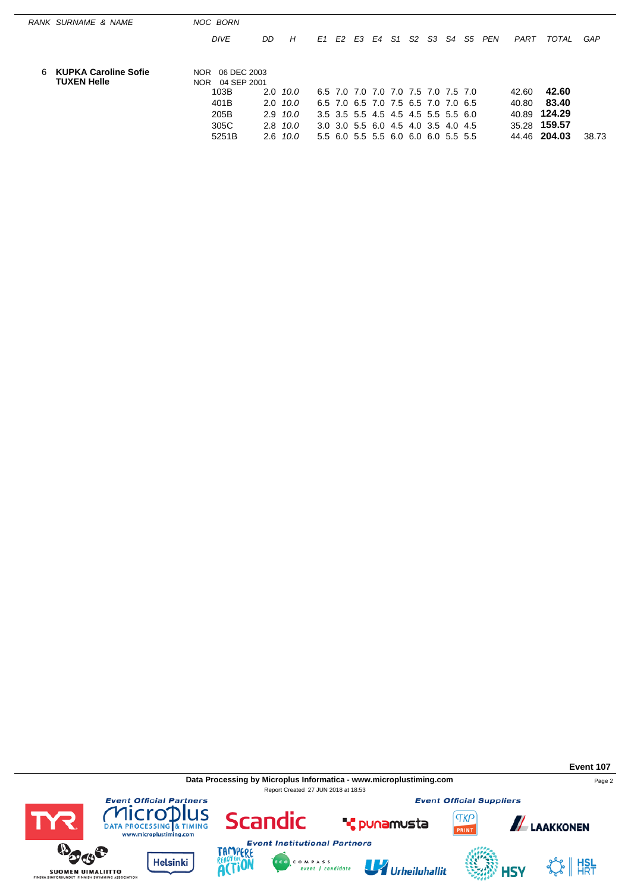| RANK | SURNAME & NAME | NOC BORN | DIVE | DD | H | E1 | E2 | E3 | E4 | S1 | S2 | S3 | S4 | S5 | PEN | PART | TOTAL | GAP |
|---|---|---|---|---|---|---|---|---|---|---|---|---|---|---|---|---|---|---|
| 6 | **KUPKA Caroline Sofie** | NOR 06 DEC 2003 | | | | | | | | | | | | | | | | |
| | **TUXEN Helle** | NOR 04 SEP 2001 | | | | | | | | | | | | | | | | |
| | | | 103B | 2.0 | *10.0* | 6.5 | 7.0 | 7.0 | 7.0 | 7.0 | 7.5 | 7.0 | 7.5 | 7.0 | | 42.60 | **42.60** | |
| | | | 401B | 2.0 | *10.0* | 6.5 | 7.0 | 6.5 | 7.0 | 7.5 | 6.5 | 7.0 | 7.0 | 6.5 | | 40.80 | **83.40** | |
| | | | 205B | 2.9 | *10.0* | 3.5 | 3.5 | 5.5 | 4.5 | 4.5 | 4.5 | 5.5 | 5.5 | 6.0 | | 40.89 | **124.29** | |
| | | | 305C | 2.8 | *10.0* | 3.0 | 3.0 | 5.5 | 6.0 | 4.5 | 4.0 | 3.5 | 4.0 | 4.5 | | 35.28 | **159.57** | |
| | | | 5251B | 2.6 | *10.0* | 5.5 | 6.0 | 5.5 | 5.5 | 6.0 | 6.0 | 6.0 | 5.5 | 5.5 | | 44.46 | **204.03** | 38.73 |

**Event 107**

**Data Processing by Microplus Informatica - www.microplustiming.com**

Report Created 27 JUN 2018 at 18:53

Event Official Partners

Event Official Suppliers

Event Institutional Partners